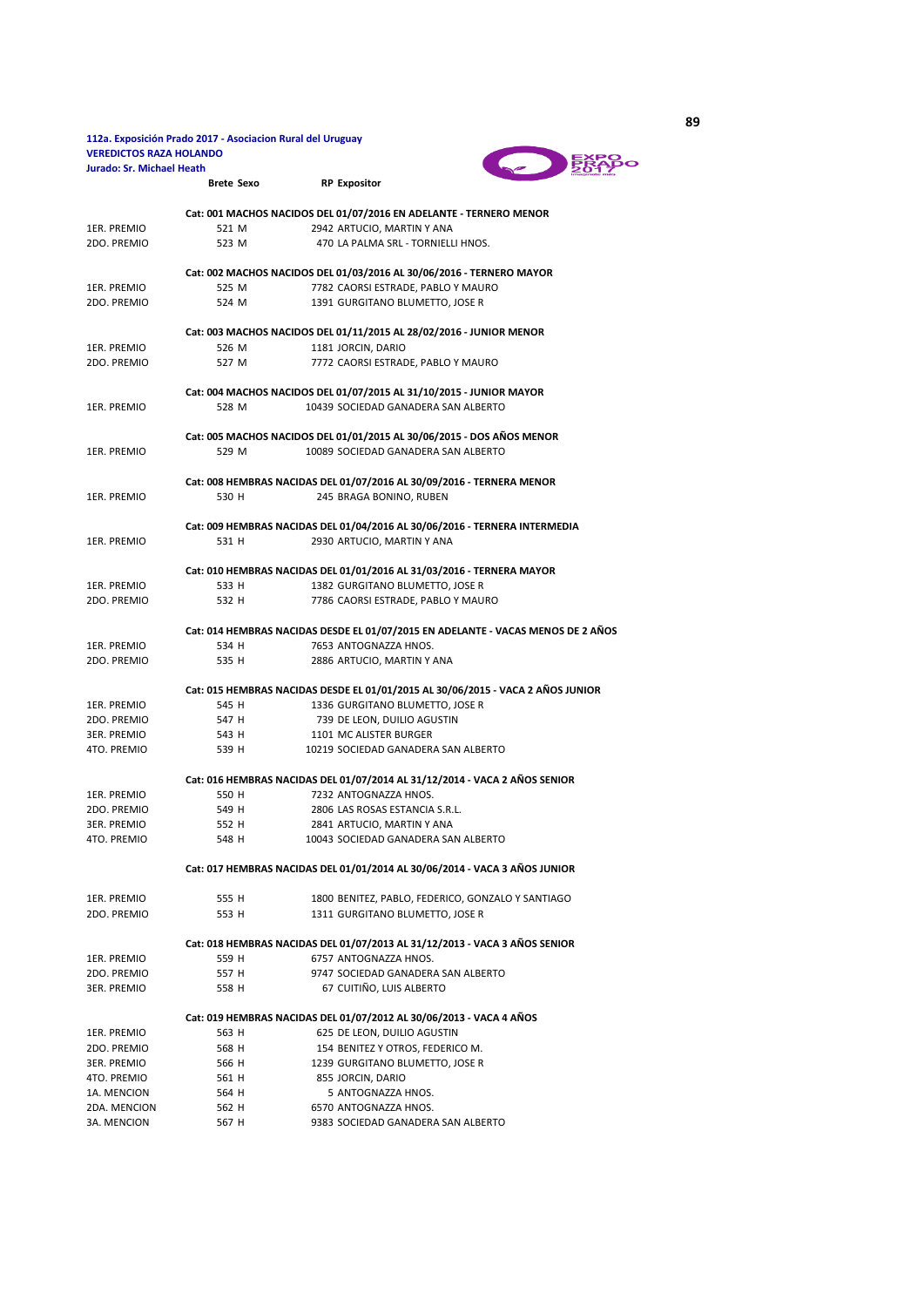**112a. Exposición Prado 2017 - Asociacion Rural del Uruguay**
**VEREDICTOS RAZA HOLANDO**
**Jurado: Sr. Michael Heath**

| | Brete | Sexo | RP | Expositor |
|---|---|---|---|---|
| | | | | **Cat: 001 MACHOS NACIDOS DEL 01/07/2016 EN ADELANTE - TERNERO MENOR** |
| 1ER. PREMIO | 521 | M | 2942 | ARTUCIO, MARTIN Y ANA |
| 2DO. PREMIO | 523 | M | 470 | LA PALMA SRL - TORNIELLI HNOS. |
| | | | | **Cat: 002 MACHOS NACIDOS DEL 01/03/2016 AL 30/06/2016 - TERNERO MAYOR** |
| 1ER. PREMIO | 525 | M | 7782 | CAORSI ESTRADE, PABLO Y MAURO |
| 2DO. PREMIO | 524 | M | 1391 | GURGITANO BLUMETTO, JOSE R |
| | | | | **Cat: 003 MACHOS NACIDOS DEL 01/11/2015 AL 28/02/2016 - JUNIOR MENOR** |
| 1ER. PREMIO | 526 | M | 1181 | JORCIN, DARIO |
| 2DO. PREMIO | 527 | M | 7772 | CAORSI ESTRADE, PABLO Y MAURO |
| | | | | **Cat: 004 MACHOS NACIDOS DEL 01/07/2015 AL 31/10/2015 - JUNIOR MAYOR** |
| 1ER. PREMIO | 528 | M | 10439 | SOCIEDAD GANADERA SAN ALBERTO |
| | | | | **Cat: 005 MACHOS NACIDOS DEL 01/01/2015 AL 30/06/2015 - DOS AÑOS MENOR** |
| 1ER. PREMIO | 529 | M | 10089 | SOCIEDAD GANADERA SAN ALBERTO |
| | | | | **Cat: 008 HEMBRAS NACIDAS DEL 01/07/2016 AL 30/09/2016 - TERNERA MENOR** |
| 1ER. PREMIO | 530 | H | 245 | BRAGA BONINO, RUBEN |
| | | | | **Cat: 009 HEMBRAS NACIDAS DEL 01/04/2016 AL 30/06/2016 - TERNERA INTERMEDIA** |
| 1ER. PREMIO | 531 | H | 2930 | ARTUCIO, MARTIN Y ANA |
| | | | | **Cat: 010 HEMBRAS NACIDAS DEL 01/01/2016 AL 31/03/2016 - TERNERA MAYOR** |
| 1ER. PREMIO | 533 | H | 1382 | GURGITANO BLUMETTO, JOSE R |
| 2DO. PREMIO | 532 | H | 7786 | CAORSI ESTRADE, PABLO Y MAURO |
| | | | | **Cat: 014 HEMBRAS NACIDAS DESDE EL 01/07/2015 EN ADELANTE - VACAS MENOS DE 2 AÑOS** |
| 1ER. PREMIO | 534 | H | 7653 | ANTOGNAZZA HNOS. |
| 2DO. PREMIO | 535 | H | 2886 | ARTUCIO, MARTIN Y ANA |
| | | | | **Cat: 015 HEMBRAS NACIDAS DESDE EL 01/01/2015 AL 30/06/2015 - VACA 2 AÑOS JUNIOR** |
| 1ER. PREMIO | 545 | H | 1336 | GURGITANO BLUMETTO, JOSE R |
| 2DO. PREMIO | 547 | H | 739 | DE LEON, DUILIO AGUSTIN |
| 3ER. PREMIO | 543 | H | 1101 | MC ALISTER BURGER |
| 4TO. PREMIO | 539 | H | 10219 | SOCIEDAD GANADERA SAN ALBERTO |
| | | | | **Cat: 016 HEMBRAS NACIDAS DEL 01/07/2014 AL 31/12/2014 - VACA 2 AÑOS SENIOR** |
| 1ER. PREMIO | 550 | H | 7232 | ANTOGNAZZA HNOS. |
| 2DO. PREMIO | 549 | H | 2806 | LAS ROSAS ESTANCIA S.R.L. |
| 3ER. PREMIO | 552 | H | 2841 | ARTUCIO, MARTIN Y ANA |
| 4TO. PREMIO | 548 | H | 10043 | SOCIEDAD GANADERA SAN ALBERTO |
| | | | | **Cat: 017 HEMBRAS NACIDAS DEL 01/01/2014 AL 30/06/2014 - VACA 3 AÑOS JUNIOR** |
| 1ER. PREMIO | 555 | H | 1800 | BENITEZ, PABLO, FEDERICO, GONZALO Y SANTIAGO |
| 2DO. PREMIO | 553 | H | 1311 | GURGITANO BLUMETTO, JOSE R |
| | | | | **Cat: 018 HEMBRAS NACIDAS DEL 01/07/2013 AL 31/12/2013 - VACA 3 AÑOS SENIOR** |
| 1ER. PREMIO | 559 | H | 6757 | ANTOGNAZZA HNOS. |
| 2DO. PREMIO | 557 | H | 9747 | SOCIEDAD GANADERA SAN ALBERTO |
| 3ER. PREMIO | 558 | H | 67 | CUITIÑO, LUIS ALBERTO |
| | | | | **Cat: 019 HEMBRAS NACIDAS DEL 01/07/2012 AL 30/06/2013 - VACA 4 AÑOS** |
| 1ER. PREMIO | 563 | H | 625 | DE LEON, DUILIO AGUSTIN |
| 2DO. PREMIO | 568 | H | 154 | BENITEZ Y OTROS, FEDERICO M. |
| 3ER. PREMIO | 566 | H | 1239 | GURGITANO BLUMETTO, JOSE R |
| 4TO. PREMIO | 561 | H | 855 | JORCIN, DARIO |
| 1A. MENCION | 564 | H | 5 | ANTOGNAZZA HNOS. |
| 2DA. MENCION | 562 | H | 6570 | ANTOGNAZZA HNOS. |
| 3A. MENCION | 567 | H | 9383 | SOCIEDAD GANADERA SAN ALBERTO |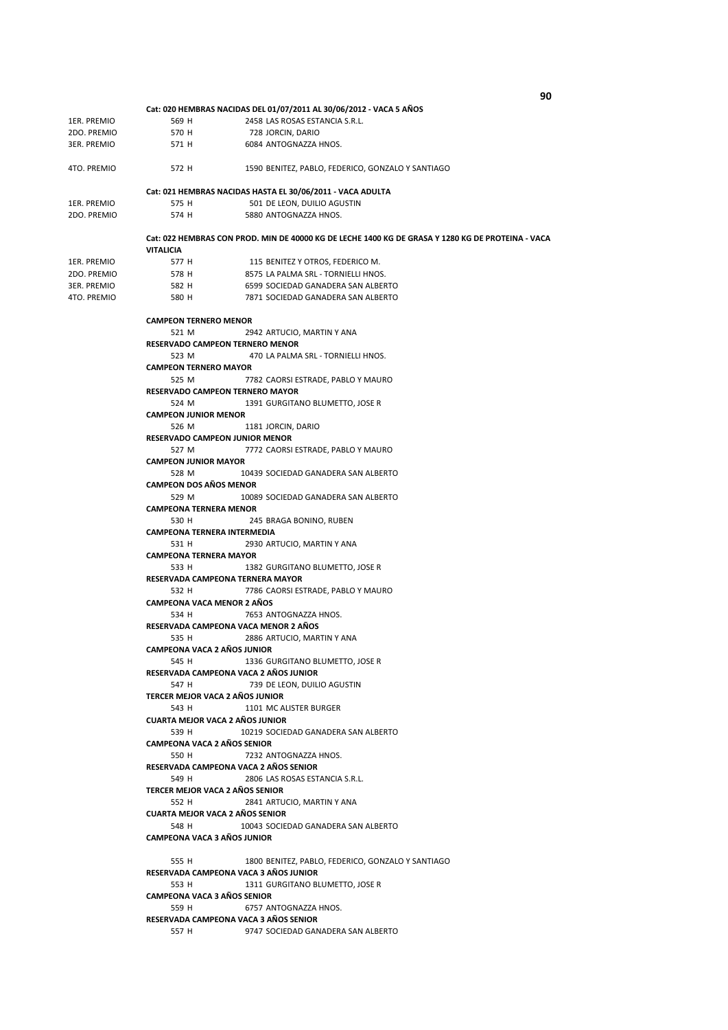**Cat: 020 HEMBRAS NACIDAS DEL 01/07/2011 AL 30/06/2012 - VACA 5 AÑOS**

| | | |
|---|---|---|
| 1ER. PREMIO | 569 H | 2458 LAS ROSAS ESTANCIA S.R.L. |
| 2DO. PREMIO | 570 H | 728 JORCIN, DARIO |
| 3ER. PREMIO | 571 H | 6084 ANTOGNAZZA HNOS. |
| 4TO. PREMIO | 572 H | 1590 BENITEZ, PABLO, FEDERICO, GONZALO Y SANTIAGO |

**Cat: 021 HEMBRAS NACIDAS HASTA EL 30/06/2011 - VACA ADULTA**

| | | |
|---|---|---|
| 1ER. PREMIO | 575 H | 501 DE LEON, DUILIO AGUSTIN |
| 2DO. PREMIO | 574 H | 5880 ANTOGNAZZA HNOS. |

**Cat: 022 HEMBRAS CON PROD. MIN DE 40000 KG DE LECHE 1400 KG DE GRASA Y 1280 KG DE PROTEINA - VACA VITALICIA**

| | | |
|---|---|---|
| 1ER. PREMIO | 577 H | 115 BENITEZ Y OTROS, FEDERICO M. |
| 2DO. PREMIO | 578 H | 8575 LA PALMA SRL - TORNIELLI HNOS. |
| 3ER. PREMIO | 582 H | 6599 SOCIEDAD GANADERA SAN ALBERTO |
| 4TO. PREMIO | 580 H | 7871 SOCIEDAD GANADERA SAN ALBERTO |

**CAMPEON TERNERO MENOR**
521 M 2942 ARTUCIO, MARTIN Y ANA

**RESERVADO CAMPEON TERNERO MENOR**
523 M 470 LA PALMA SRL - TORNIELLI HNOS.

**CAMPEON TERNERO MAYOR**
525 M 7782 CAORSI ESTRADE, PABLO Y MAURO

**RESERVADO CAMPEON TERNERO MAYOR**
524 M 1391 GURGITANO BLUMETTO, JOSE R

**CAMPEON JUNIOR MENOR**
526 M 1181 JORCIN, DARIO

**RESERVADO CAMPEON JUNIOR MENOR**
527 M 7772 CAORSI ESTRADE, PABLO Y MAURO

**CAMPEON JUNIOR MAYOR**
528 M 10439 SOCIEDAD GANADERA SAN ALBERTO

**CAMPEON DOS AÑOS MENOR**
529 M 10089 SOCIEDAD GANADERA SAN ALBERTO

**CAMPEONA TERNERA MENOR**
530 H 245 BRAGA BONINO, RUBEN

**CAMPEONA TERNERA INTERMEDIA**
531 H 2930 ARTUCIO, MARTIN Y ANA

**CAMPEONA TERNERA MAYOR**
533 H 1382 GURGITANO BLUMETTO, JOSE R

**RESERVADA CAMPEONA TERNERA MAYOR**
532 H 7786 CAORSI ESTRADE, PABLO Y MAURO

**CAMPEONA VACA MENOR 2 AÑOS**
534 H 7653 ANTOGNAZZA HNOS.

**RESERVADA CAMPEONA VACA MENOR 2 AÑOS**
535 H 2886 ARTUCIO, MARTIN Y ANA

**CAMPEONA VACA 2 AÑOS JUNIOR**
545 H 1336 GURGITANO BLUMETTO, JOSE R

**RESERVADA CAMPEONA VACA 2 AÑOS JUNIOR**
547 H 739 DE LEON, DUILIO AGUSTIN

**TERCER MEJOR VACA 2 AÑOS JUNIOR**
543 H 1101 MC ALISTER BURGER

**CUARTA MEJOR VACA 2 AÑOS JUNIOR**
539 H 10219 SOCIEDAD GANADERA SAN ALBERTO

**CAMPEONA VACA 2 AÑOS SENIOR**
550 H 7232 ANTOGNAZZA HNOS.

**RESERVADA CAMPEONA VACA 2 AÑOS SENIOR**
549 H 2806 LAS ROSAS ESTANCIA S.R.L.

**TERCER MEJOR VACA 2 AÑOS SENIOR**
552 H 2841 ARTUCIO, MARTIN Y ANA

**CUARTA MEJOR VACA 2 AÑOS SENIOR**
548 H 10043 SOCIEDAD GANADERA SAN ALBERTO

**CAMPEONA VACA 3 AÑOS JUNIOR**
555 H 1800 BENITEZ, PABLO, FEDERICO, GONZALO Y SANTIAGO

**RESERVADA CAMPEONA VACA 3 AÑOS JUNIOR**
553 H 1311 GURGITANO BLUMETTO, JOSE R

**CAMPEONA VACA 3 AÑOS SENIOR**
559 H 6757 ANTOGNAZZA HNOS.

**RESERVADA CAMPEONA VACA 3 AÑOS SENIOR**
557 H 9747 SOCIEDAD GANADERA SAN ALBERTO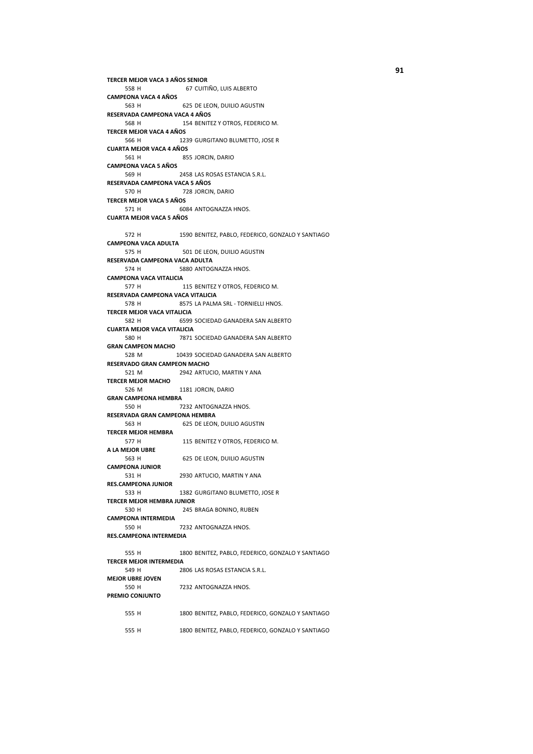**TERCER MEJOR VACA 3 AÑOS SENIOR**

558 H 67 CUITIÑO, LUIS ALBERTO

**CAMPEONA VACA 4 AÑOS**

563 H 625 DE LEON, DUILIO AGUSTIN

**RESERVADA CAMPEONA VACA 4 AÑOS**

568 H 154 BENITEZ Y OTROS, FEDERICO M.

**TERCER MEJOR VACA 4 AÑOS**

566 H 1239 GURGITANO BLUMETTO, JOSE R

**CUARTA MEJOR VACA 4 AÑOS**

561 H 855 JORCIN, DARIO

**CAMPEONA VACA 5 AÑOS**

569 H 2458 LAS ROSAS ESTANCIA S.R.L.

**RESERVADA CAMPEONA VACA 5 AÑOS**

570 H 728 JORCIN, DARIO

**TERCER MEJOR VACA 5 AÑOS**

571 H 6084 ANTOGNAZZA HNOS.

**CUARTA MEJOR VACA 5 AÑOS**

572 H 1590 BENITEZ, PABLO, FEDERICO, GONZALO Y SANTIAGO

**CAMPEONA VACA ADULTA**

575 H 501 DE LEON, DUILIO AGUSTIN

**RESERVADA CAMPEONA VACA ADULTA**

574 H 5880 ANTOGNAZZA HNOS.

**CAMPEONA VACA VITALICIA**

577 H 115 BENITEZ Y OTROS, FEDERICO M.

**RESERVADA CAMPEONA VACA VITALICIA**

578 H 8575 LA PALMA SRL - TORNIELLI HNOS.

**TERCER MEJOR VACA VITALICIA**

582 H 6599 SOCIEDAD GANADERA SAN ALBERTO

**CUARTA MEJOR VACA VITALICIA**

580 H 7871 SOCIEDAD GANADERA SAN ALBERTO

**GRAN CAMPEON MACHO**

528 M 10439 SOCIEDAD GANADERA SAN ALBERTO

**RESERVADO GRAN CAMPEON MACHO**

521 M 2942 ARTUCIO, MARTIN Y ANA

**TERCER MEJOR MACHO**

526 M 1181 JORCIN, DARIO

**GRAN CAMPEONA HEMBRA**

550 H 7232 ANTOGNAZZA HNOS.

**RESERVADA GRAN CAMPEONA HEMBRA**

563 H 625 DE LEON, DUILIO AGUSTIN

**TERCER MEJOR HEMBRA**

577 H 115 BENITEZ Y OTROS, FEDERICO M.

**A LA MEJOR UBRE**

563 H 625 DE LEON, DUILIO AGUSTIN

**CAMPEONA JUNIOR**

531 H 2930 ARTUCIO, MARTIN Y ANA

**RES.CAMPEONA JUNIOR**

533 H 1382 GURGITANO BLUMETTO, JOSE R

**TERCER MEJOR HEMBRA JUNIOR**

530 H 245 BRAGA BONINO, RUBEN

**CAMPEONA INTERMEDIA**

550 H 7232 ANTOGNAZZA HNOS.

**RES.CAMPEONA INTERMEDIA**

555 H 1800 BENITEZ, PABLO, FEDERICO, GONZALO Y SANTIAGO

**TERCER MEJOR INTERMEDIA**

549 H 2806 LAS ROSAS ESTANCIA S.R.L.

**MEJOR UBRE JOVEN**

550 H 7232 ANTOGNAZZA HNOS.

**PREMIO CONJUNTO**

555 H 1800 BENITEZ, PABLO, FEDERICO, GONZALO Y SANTIAGO

555 H 1800 BENITEZ, PABLO, FEDERICO, GONZALO Y SANTIAGO